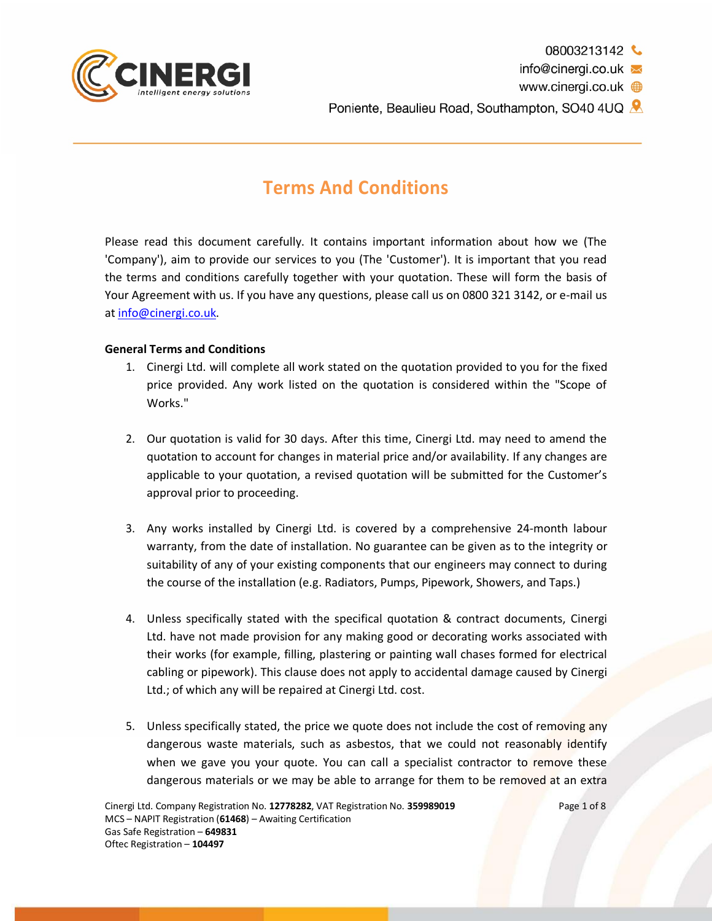# Terms And Conditions

Please read this document carefully. It contains important information about how we (The 'Company'), aim to provide our services to you (The 'Customer'). It is important that you read the terms and conditions carefully together with your quotation. These will form the basis of Your Agreement with us. If you have any questions, please call us on 0800 321 3142, or e-mail us at info@cinergi.co.uk.

**General Terms and Conditions**

1. Cinergi Ltd. will complete all work stated on the quotation provided to you for the fixed price provided. Any work listed on the quotation is considered within the "Scope of Works."

2. Our quotation is valid for 30 days. After this time, Cinergi Ltd. may need to amend the quotation to account for changes in material price and/or availability. If any changes are applicable to your quotation, a revised quotation will be submitted for the Customer's approval prior to proceeding.

3. Any works installed by Cinergi Ltd. is covered by a comprehensive 24-month labour warranty, from the date of installation. No guarantee can be given as to the integrity or suitability of any of your existing components that our engineers may connect to during the course of the installation (e.g. Radiators, Pumps, Pipework, Showers, and Taps.)

4. Unless specifically stated with the specifical quotation & contract documents, Cinergi Ltd. have not made provision for any making good or decorating works associated with their works (for example, filling, plastering or painting wall chases formed for electrical cabling or pipework). This clause does not apply to accidental damage caused by Cinergi Ltd.; of which any will be repaired at Cinergi Ltd. cost.

5. Unless specifically stated, the price we quote does not include the cost of removing any dangerous waste materials, such as asbestos, that we could not reasonably identify when we gave you your quote. You can call a specialist contractor to remove these dangerous materials or we may be able to arrange for them to be removed at an extra

Cinergi Ltd. Company Registration No. **12778282**, VAT Registration No. **359989019**
MCS – NAPIT Registration (**61468**) – Awaiting Certification
Gas Safe Registration – **649831**
Oftec Registration – **104497**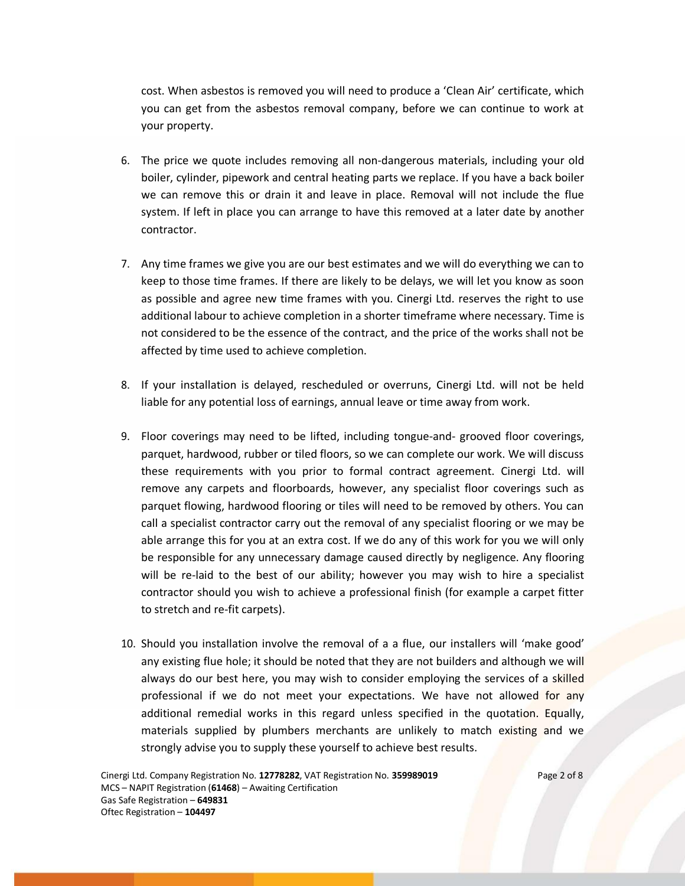cost. When asbestos is removed you will need to produce a 'Clean Air' certificate, which you can get from the asbestos removal company, before we can continue to work at your property.

6. The price we quote includes removing all non-dangerous materials, including your old boiler, cylinder, pipework and central heating parts we replace. If you have a back boiler we can remove this or drain it and leave in place. Removal will not include the flue system. If left in place you can arrange to have this removed at a later date by another contractor.

7. Any time frames we give you are our best estimates and we will do everything we can to keep to those time frames. If there are likely to be delays, we will let you know as soon as possible and agree new time frames with you. Cinergi Ltd. reserves the right to use additional labour to achieve completion in a shorter timeframe where necessary. Time is not considered to be the essence of the contract, and the price of the works shall not be affected by time used to achieve completion.

8. If your installation is delayed, rescheduled or overruns, Cinergi Ltd. will not be held liable for any potential loss of earnings, annual leave or time away from work.

9. Floor coverings may need to be lifted, including tongue-and- grooved floor coverings, parquet, hardwood, rubber or tiled floors, so we can complete our work. We will discuss these requirements with you prior to formal contract agreement. Cinergi Ltd. will remove any carpets and floorboards, however, any specialist floor coverings such as parquet flowing, hardwood flooring or tiles will need to be removed by others. You can call a specialist contractor carry out the removal of any specialist flooring or we may be able arrange this for you at an extra cost. If we do any of this work for you we will only be responsible for any unnecessary damage caused directly by negligence. Any flooring will be re-laid to the best of our ability; however you may wish to hire a specialist contractor should you wish to achieve a professional finish (for example a carpet fitter to stretch and re-fit carpets).

10. Should you installation involve the removal of a a flue, our installers will 'make good' any existing flue hole; it should be noted that they are not builders and although we will always do our best here, you may wish to consider employing the services of a skilled professional if we do not meet your expectations. We have not allowed for any additional remedial works in this regard unless specified in the quotation. Equally, materials supplied by plumbers merchants are unlikely to match existing and we strongly advise you to supply these yourself to achieve best results.

Cinergi Ltd. Company Registration No. **12778282**, VAT Registration No. **359989019**
MCS – NAPIT Registration (**61468**) – Awaiting Certification
Gas Safe Registration – **649831**
Oftec Registration – **104497**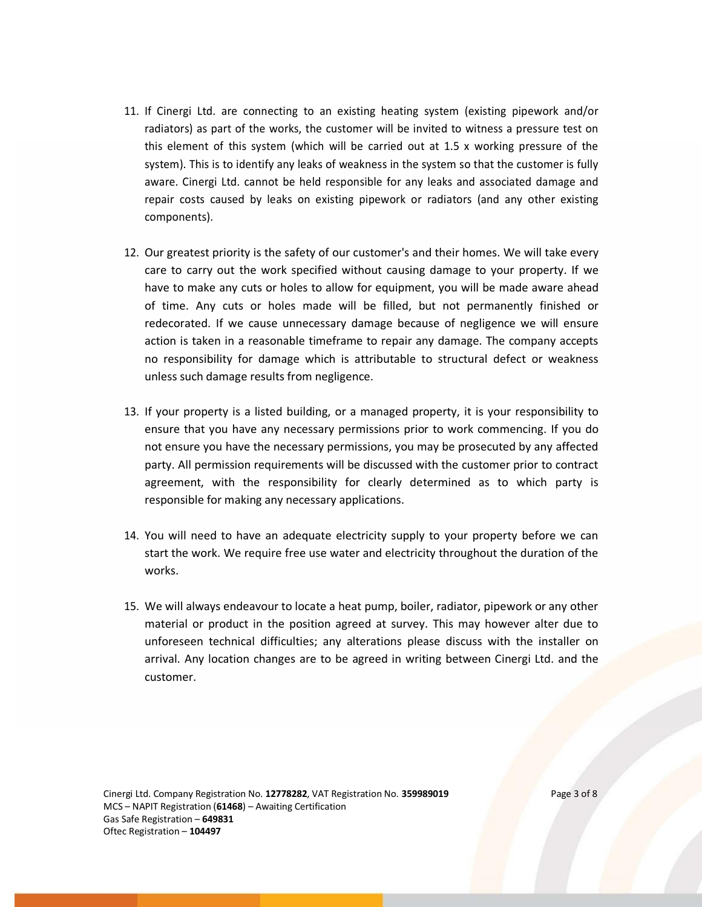11. If Cinergi Ltd. are connecting to an existing heating system (existing pipework and/or radiators) as part of the works, the customer will be invited to witness a pressure test on this element of this system (which will be carried out at 1.5 x working pressure of the system). This is to identify any leaks of weakness in the system so that the customer is fully aware. Cinergi Ltd. cannot be held responsible for any leaks and associated damage and repair costs caused by leaks on existing pipework or radiators (and any other existing components).

12. Our greatest priority is the safety of our customer's and their homes. We will take every care to carry out the work specified without causing damage to your property. If we have to make any cuts or holes to allow for equipment, you will be made aware ahead of time. Any cuts or holes made will be filled, but not permanently finished or redecorated. If we cause unnecessary damage because of negligence we will ensure action is taken in a reasonable timeframe to repair any damage. The company accepts no responsibility for damage which is attributable to structural defect or weakness unless such damage results from negligence.

13. If your property is a listed building, or a managed property, it is your responsibility to ensure that you have any necessary permissions prior to work commencing. If you do not ensure you have the necessary permissions, you may be prosecuted by any affected party. All permission requirements will be discussed with the customer prior to contract agreement, with the responsibility for clearly determined as to which party is responsible for making any necessary applications.

14. You will need to have an adequate electricity supply to your property before we can start the work. We require free use water and electricity throughout the duration of the works.

15. We will always endeavour to locate a heat pump, boiler, radiator, pipework or any other material or product in the position agreed at survey. This may however alter due to unforeseen technical difficulties; any alterations please discuss with the installer on arrival. Any location changes are to be agreed in writing between Cinergi Ltd. and the customer.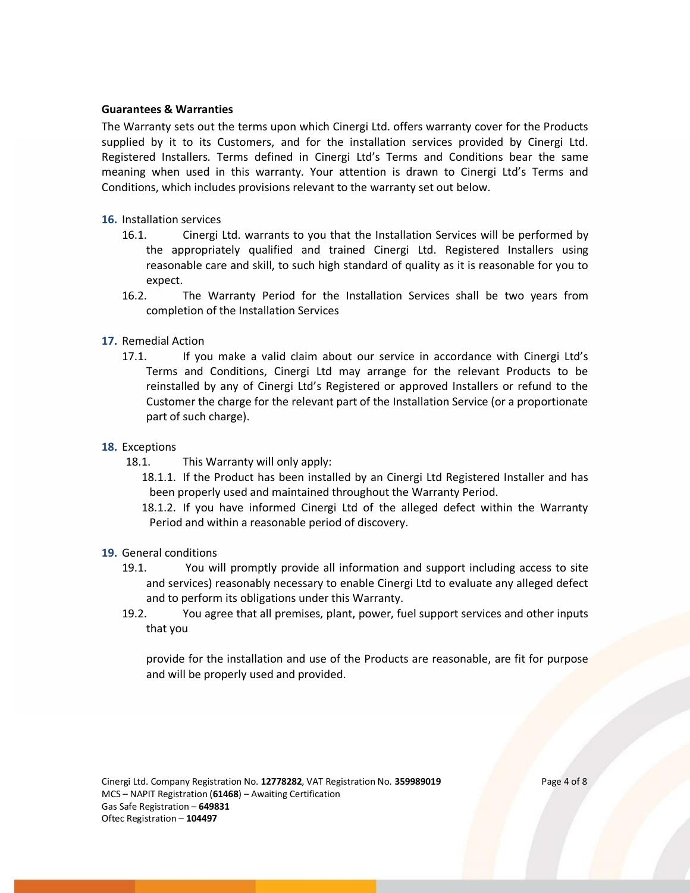**Guarantees & Warranties**

The Warranty sets out the terms upon which Cinergi Ltd. offers warranty cover for the Products supplied by it to its Customers, and for the installation services provided by Cinergi Ltd. Registered Installers. Terms defined in Cinergi Ltd's Terms and Conditions bear the same meaning when used in this warranty. Your attention is drawn to Cinergi Ltd's Terms and Conditions, which includes provisions relevant to the warranty set out below.

**16.** Installation services

- 16.1. Cinergi Ltd. warrants to you that the Installation Services will be performed by the appropriately qualified and trained Cinergi Ltd. Registered Installers using reasonable care and skill, to such high standard of quality as it is reasonable for you to expect.
- 16.2. The Warranty Period for the Installation Services shall be two years from completion of the Installation Services

**17.** Remedial Action

- 17.1. If you make a valid claim about our service in accordance with Cinergi Ltd's Terms and Conditions, Cinergi Ltd may arrange for the relevant Products to be reinstalled by any of Cinergi Ltd's Registered or approved Installers or refund to the Customer the charge for the relevant part of the Installation Service (or a proportionate part of such charge).

**18.** Exceptions

- 18.1. This Warranty will only apply:
  - 18.1.1. If the Product has been installed by an Cinergi Ltd Registered Installer and has been properly used and maintained throughout the Warranty Period.
  - 18.1.2. If you have informed Cinergi Ltd of the alleged defect within the Warranty Period and within a reasonable period of discovery.

**19.** General conditions

- 19.1. You will promptly provide all information and support including access to site and services) reasonably necessary to enable Cinergi Ltd to evaluate any alleged defect and to perform its obligations under this Warranty.
- 19.2. You agree that all premises, plant, power, fuel support services and other inputs that you

  provide for the installation and use of the Products are reasonable, are fit for purpose and will be properly used and provided.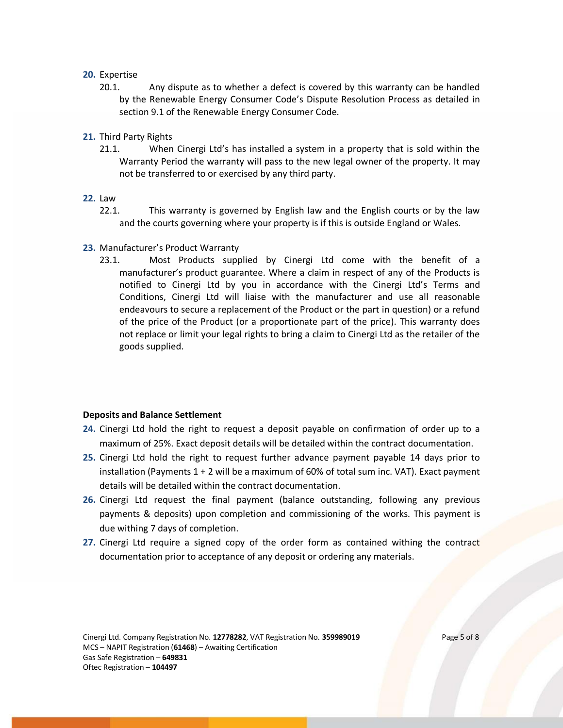20. Expertise

    20.1. Any dispute as to whether a defect is covered by this warranty can be handled by the Renewable Energy Consumer Code's Dispute Resolution Process as detailed in section 9.1 of the Renewable Energy Consumer Code.

21. Third Party Rights

    21.1. When Cinergi Ltd's has installed a system in a property that is sold within the Warranty Period the warranty will pass to the new legal owner of the property. It may not be transferred to or exercised by any third party.

22. Law

    22.1. This warranty is governed by English law and the English courts or by the law and the courts governing where your property is if this is outside England or Wales.

23. Manufacturer's Product Warranty

    23.1. Most Products supplied by Cinergi Ltd come with the benefit of a manufacturer's product guarantee. Where a claim in respect of any of the Products is notified to Cinergi Ltd by you in accordance with the Cinergi Ltd's Terms and Conditions, Cinergi Ltd will liaise with the manufacturer and use all reasonable endeavours to secure a replacement of the Product or the part in question) or a refund of the price of the Product (or a proportionate part of the price). This warranty does not replace or limit your legal rights to bring a claim to Cinergi Ltd as the retailer of the goods supplied.

**Deposits and Balance Settlement**

24. Cinergi Ltd hold the right to request a deposit payable on confirmation of order up to a maximum of 25%. Exact deposit details will be detailed within the contract documentation.
25. Cinergi Ltd hold the right to request further advance payment payable 14 days prior to installation (Payments 1 + 2 will be a maximum of 60% of total sum inc. VAT). Exact payment details will be detailed within the contract documentation.
26. Cinergi Ltd request the final payment (balance outstanding, following any previous payments & deposits) upon completion and commissioning of the works. This payment is due withing 7 days of completion.
27. Cinergi Ltd require a signed copy of the order form as contained withing the contract documentation prior to acceptance of any deposit or ordering any materials.

Cinergi Ltd. Company Registration No. **12778282**, VAT Registration No. **359989019**
MCS – NAPIT Registration (**61468**) – Awaiting Certification
Gas Safe Registration – **649831**
Oftec Registration – **104497**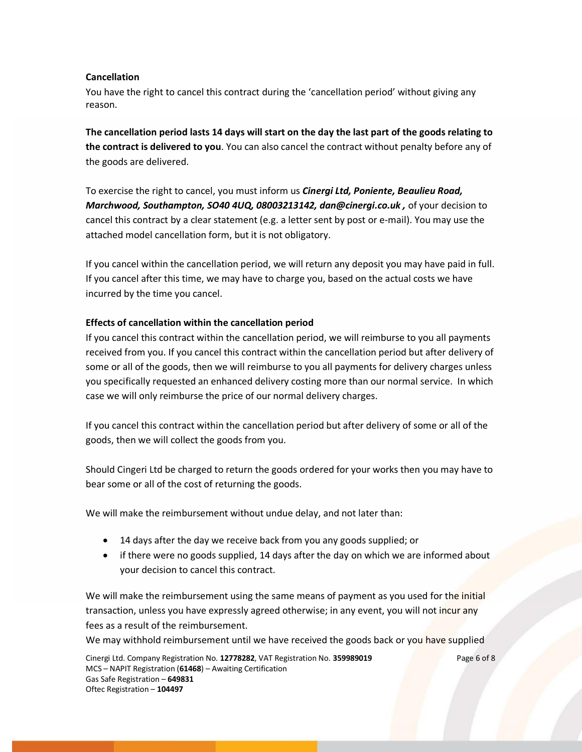**Cancellation**

You have the right to cancel this contract during the 'cancellation period' without giving any reason.

**The cancellation period lasts 14 days will start on the day the last part of the goods relating to the contract is delivered to you**. You can also cancel the contract without penalty before any of the goods are delivered.

To exercise the right to cancel, you must inform us ***Cinergi Ltd, Poniente, Beaulieu Road, Marchwood, Southampton, SO40 4UQ, 08003213142, dan@cinergi.co.uk ,*** of your decision to cancel this contract by a clear statement (e.g. a letter sent by post or e-mail). You may use the attached model cancellation form, but it is not obligatory.

If you cancel within the cancellation period, we will return any deposit you may have paid in full. If you cancel after this time, we may have to charge you, based on the actual costs we have incurred by the time you cancel.

**Effects of cancellation within the cancellation period**

If you cancel this contract within the cancellation period, we will reimburse to you all payments received from you. If you cancel this contract within the cancellation period but after delivery of some or all of the goods, then we will reimburse to you all payments for delivery charges unless you specifically requested an enhanced delivery costing more than our normal service. In which case we will only reimburse the price of our normal delivery charges.

If you cancel this contract within the cancellation period but after delivery of some or all of the goods, then we will collect the goods from you.

Should Cingeri Ltd be charged to return the goods ordered for your works then you may have to bear some or all of the cost of returning the goods.

We will make the reimbursement without undue delay, and not later than:

- 14 days after the day we receive back from you any goods supplied; or
- if there were no goods supplied, 14 days after the day on which we are informed about your decision to cancel this contract.

We will make the reimbursement using the same means of payment as you used for the initial transaction, unless you have expressly agreed otherwise; in any event, you will not incur any fees as a result of the reimbursement.

We may withhold reimbursement until we have received the goods back or you have supplied

Cinergi Ltd. Company Registration No. **12778282**, VAT Registration No. **359989019**
MCS – NAPIT Registration (**61468**) – Awaiting Certification
Gas Safe Registration – **649831**
Oftec Registration – **104497**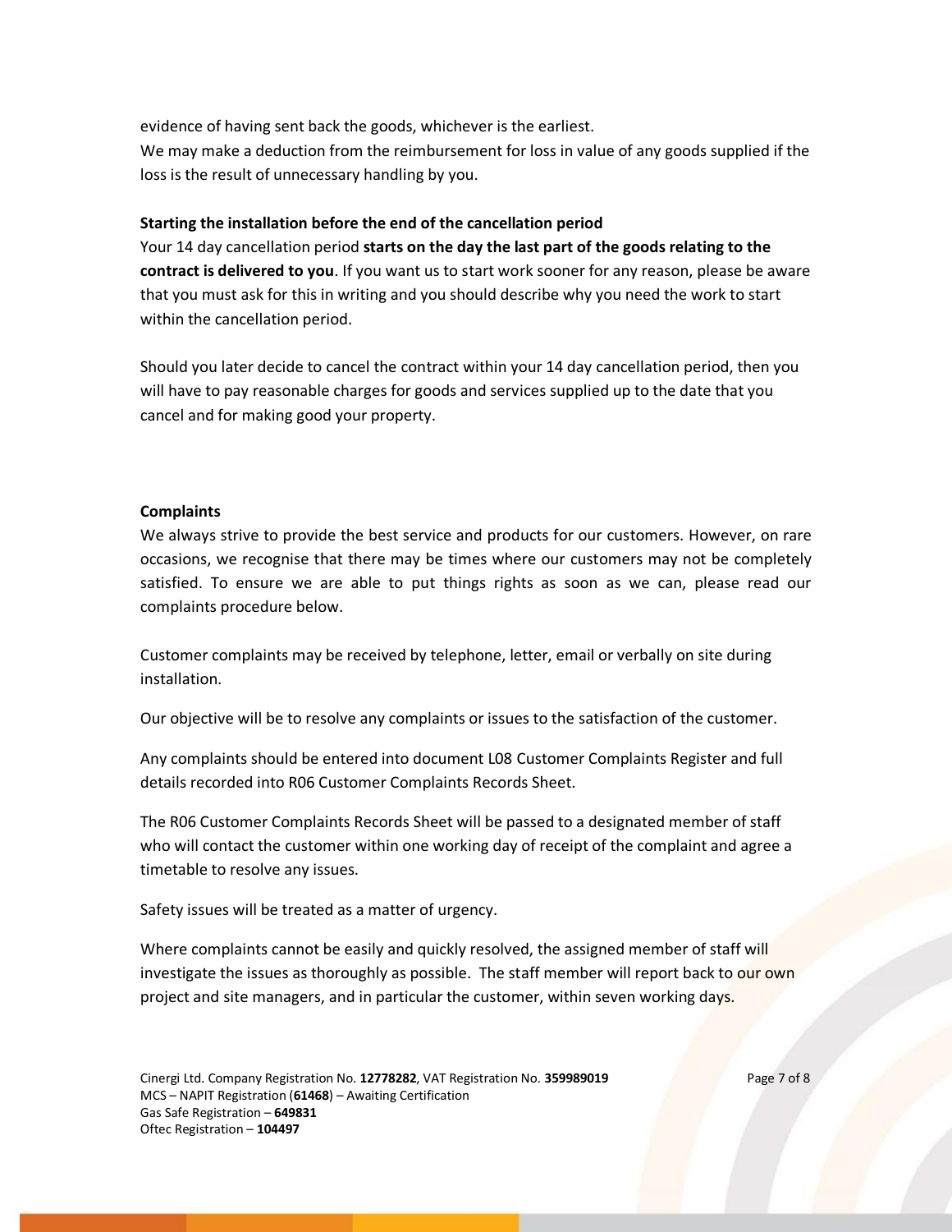evidence of having sent back the goods, whichever is the earliest.
We may make a deduction from the reimbursement for loss in value of any goods supplied if the loss is the result of unnecessary handling by you.

**Starting the installation before the end of the cancellation period**

Your 14 day cancellation period **starts on the day the last part of the goods relating to the contract is delivered to you**. If you want us to start work sooner for any reason, please be aware that you must ask for this in writing and you should describe why you need the work to start within the cancellation period.

Should you later decide to cancel the contract within your 14 day cancellation period, then you will have to pay reasonable charges for goods and services supplied up to the date that you cancel and for making good your property.

**Complaints**

We always strive to provide the best service and products for our customers. However, on rare occasions, we recognise that there may be times where our customers may not be completely satisfied. To ensure we are able to put things rights as soon as we can, please read our complaints procedure below.

Customer complaints may be received by telephone, letter, email or verbally on site during installation.

Our objective will be to resolve any complaints or issues to the satisfaction of the customer.

Any complaints should be entered into document L08 Customer Complaints Register and full details recorded into R06 Customer Complaints Records Sheet.

The R06 Customer Complaints Records Sheet will be passed to a designated member of staff who will contact the customer within one working day of receipt of the complaint and agree a timetable to resolve any issues.

Safety issues will be treated as a matter of urgency.

Where complaints cannot be easily and quickly resolved, the assigned member of staff will investigate the issues as thoroughly as possible. The staff member will report back to our own project and site managers, and in particular the customer, within seven working days.

Cinergi Ltd. Company Registration No. **12778282**, VAT Registration No. **359989019**
MCS – NAPIT Registration (**61468**) – Awaiting Certification
Gas Safe Registration – **649831**
Oftec Registration – **104497**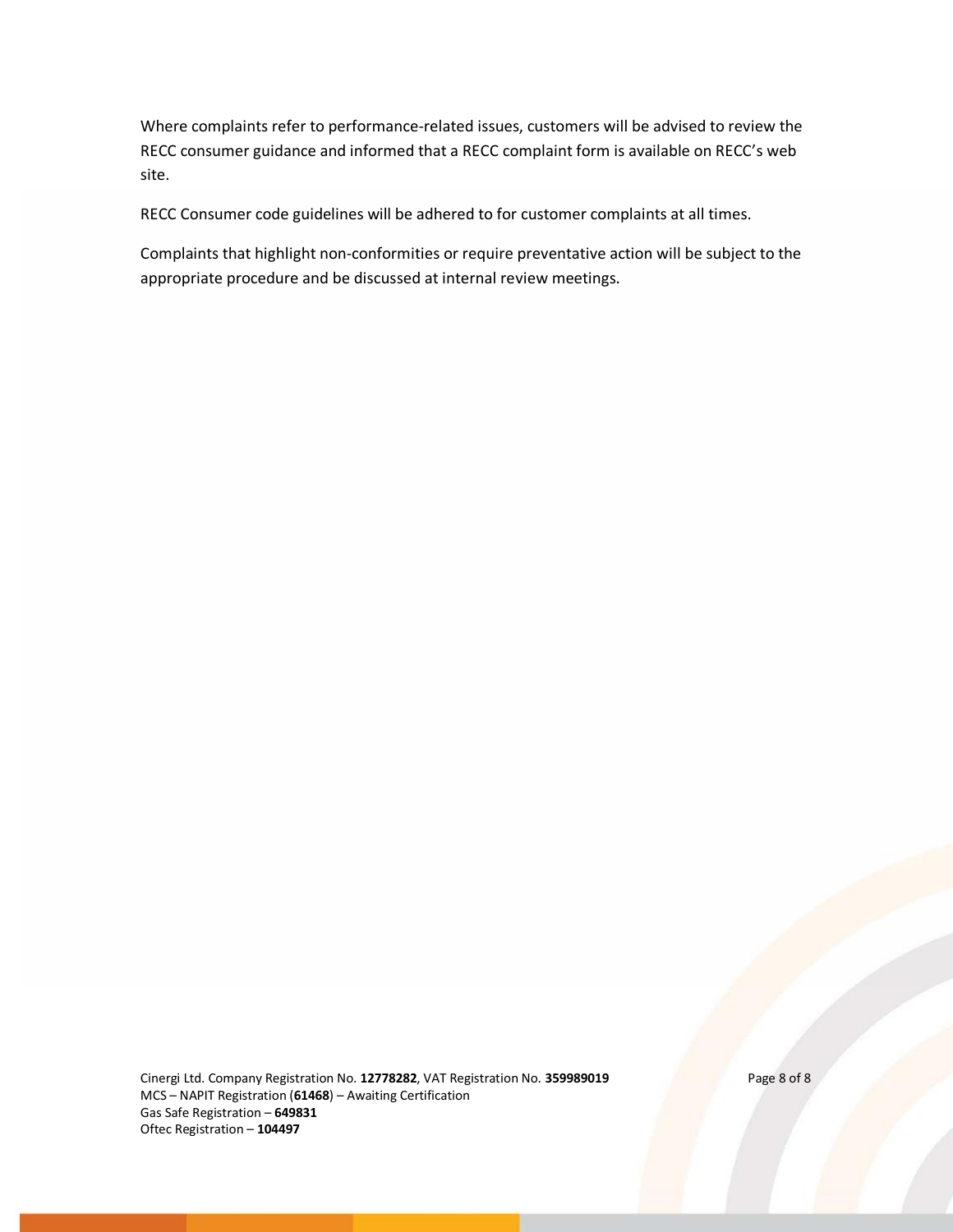Where complaints refer to performance-related issues, customers will be advised to review the RECC consumer guidance and informed that a RECC complaint form is available on RECC's web site.

RECC Consumer code guidelines will be adhered to for customer complaints at all times.

Complaints that highlight non-conformities or require preventative action will be subject to the appropriate procedure and be discussed at internal review meetings.